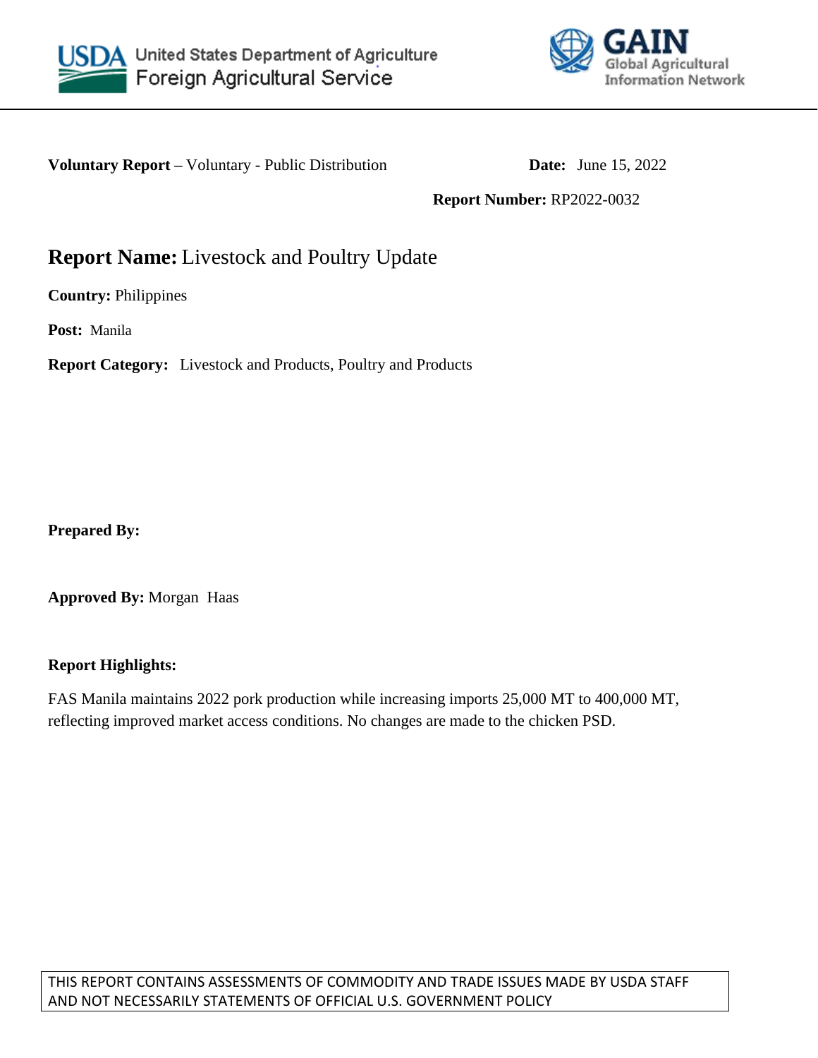United States Department of Agriculture
Foreign Agricultural Service

GAIN Global Agricultural Information Network

**Voluntary Report –** Voluntary - Public Distribution **Date:** June 15, 2022

**Report Number:** RP2022-0032

# **Report Name:** Livestock and Poultry Update

**Country:** Philippines

**Post:** Manila

**Report Category:** Livestock and Products, Poultry and Products

**Prepared By:**

**Approved By:** Morgan Haas

**Report Highlights:**

FAS Manila maintains 2022 pork production while increasing imports 25,000 MT to 400,000 MT, reflecting improved market access conditions. No changes are made to the chicken PSD.

THIS REPORT CONTAINS ASSESSMENTS OF COMMODITY AND TRADE ISSUES MADE BY USDA STAFF AND NOT NECESSARILY STATEMENTS OF OFFICIAL U.S. GOVERNMENT POLICY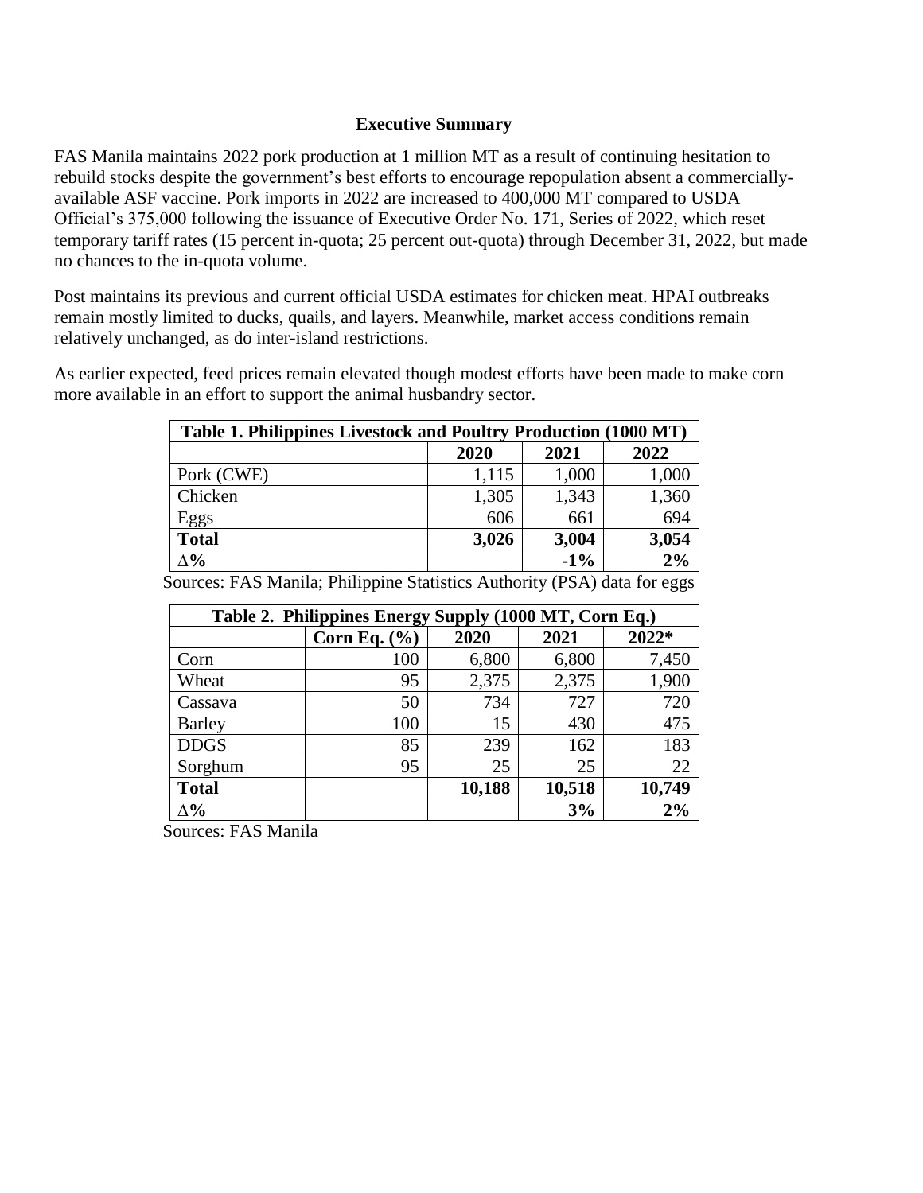## Executive Summary

FAS Manila maintains 2022 pork production at 1 million MT as a result of continuing hesitation to rebuild stocks despite the government's best efforts to encourage repopulation absent a commercially-available ASF vaccine. Pork imports in 2022 are increased to 400,000 MT compared to USDA Official's 375,000 following the issuance of Executive Order No. 171, Series of 2022, which reset temporary tariff rates (15 percent in-quota; 25 percent out-quota) through December 31, 2022, but made no chances to the in-quota volume.

Post maintains its previous and current official USDA estimates for chicken meat. HPAI outbreaks remain mostly limited to ducks, quails, and layers. Meanwhile, market access conditions remain relatively unchanged, as do inter-island restrictions.

As earlier expected, feed prices remain elevated though modest efforts have been made to make corn more available in an effort to support the animal husbandry sector.

| Table 1. Philippines Livestock and Poultry Production (1000 MT) | | | |
|---|---|---|---|
| | **2020** | **2021** | **2022** |
| Pork (CWE) | 1,115 | 1,000 | 1,000 |
| Chicken | 1,305 | 1,343 | 1,360 |
| Eggs | 606 | 661 | 694 |
| **Total** | **3,026** | **3,004** | **3,054** |
| **∆%** | | **-1%** | **2%** |

Sources: FAS Manila; Philippine Statistics Authority (PSA) data for eggs

| Table 2. Philippines Energy Supply (1000 MT, Corn Eq.) | | | | |
|---|---|---|---|---|
| | **Corn Eq. (%)** | **2020** | **2021** | **2022*** |
| Corn | 100 | 6,800 | 6,800 | 7,450 |
| Wheat | 95 | 2,375 | 2,375 | 1,900 |
| Cassava | 50 | 734 | 727 | 720 |
| Barley | 100 | 15 | 430 | 475 |
| DDGS | 85 | 239 | 162 | 183 |
| Sorghum | 95 | 25 | 25 | 22 |
| **Total** | | **10,188** | **10,518** | **10,749** |
| **∆%** | | | **3%** | **2%** |

Sources: FAS Manila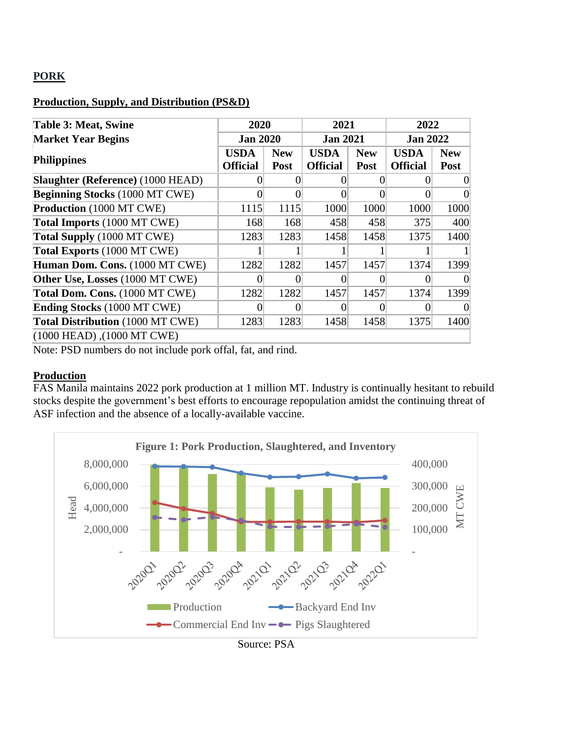## PORK

### Production, Supply, and Distribution (PS&D)

| Table 3: Meat, Swine | 2020 | | 2021 | | 2022 | |
|---|---|---|---|---|---|---|
| Market Year Begins | Jan 2020 | | Jan 2021 | | Jan 2022 | |
| Philippines | USDA Official | New Post | USDA Official | New Post | USDA Official | New Post |
| **Slaughter (Reference)** (1000 HEAD) | 0 | 0 | 0 | 0 | 0 | 0 |
| **Beginning Stocks** (1000 MT CWE) | 0 | 0 | 0 | 0 | 0 | 0 |
| **Production** (1000 MT CWE) | 1115 | 1115 | 1000 | 1000 | 1000 | 1000 |
| **Total Imports** (1000 MT CWE) | 168 | 168 | 458 | 458 | 375 | 400 |
| **Total Supply** (1000 MT CWE) | 1283 | 1283 | 1458 | 1458 | 1375 | 1400 |
| **Total Exports** (1000 MT CWE) | 1 | 1 | 1 | 1 | 1 | 1 |
| **Human Dom. Cons.** (1000 MT CWE) | 1282 | 1282 | 1457 | 1457 | 1374 | 1399 |
| **Other Use, Losses** (1000 MT CWE) | 0 | 0 | 0 | 0 | 0 | 0 |
| **Total Dom. Cons.** (1000 MT CWE) | 1282 | 1282 | 1457 | 1457 | 1374 | 1399 |
| **Ending Stocks** (1000 MT CWE) | 0 | 0 | 0 | 0 | 0 | 0 |
| **Total Distribution** (1000 MT CWE) | 1283 | 1283 | 1458 | 1458 | 1375 | 1400 |
| (1000 HEAD) ,(1000 MT CWE) | | | | | | |

Note: PSD numbers do not include pork offal, fat, and rind.

### Production

FAS Manila maintains 2022 pork production at 1 million MT. Industry is continually hesitant to rebuild stocks despite the government's best efforts to encourage repopulation amidst the continuing threat of ASF infection and the absence of a locally-available vaccine.

**Figure 1: Pork Production, Slaughtered, and Inventory**

Source: PSA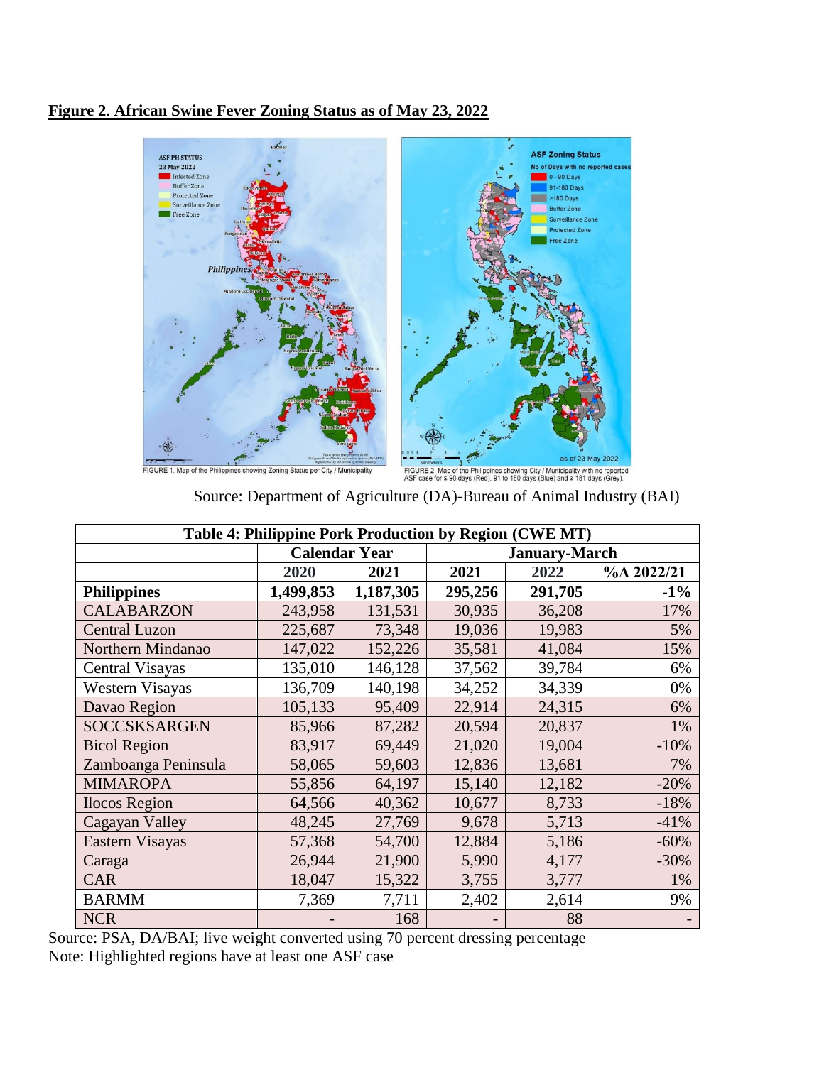**Figure 2. African Swine Fever Zoning Status as of May 23, 2022**

FIGURE 1. Map of the Philippines showing Zoning Status per City / Municipality

FIGURE 2. Map of the Philippines showing City / Municipality with no reported ASF case for ≤ 90 days (Red), 91 to 180 days (Blue) and ≥ 181 days (Grey).

Source: Department of Agriculture (DA)-Bureau of Animal Industry (BAI)

| Table 4: Philippine Pork Production by Region (CWE MT) | | | | | |
|---|---|---|---|---|---|
| | Calendar Year | | January-March | | |
| | 2020 | 2021 | 2021 | 2022 | %Δ 2022/21 |
| **Philippines** | **1,499,853** | **1,187,305** | **295,256** | **291,705** | **-1%** |
| CALABARZON | 243,958 | 131,531 | 30,935 | 36,208 | 17% |
| Central Luzon | 225,687 | 73,348 | 19,036 | 19,983 | 5% |
| Northern Mindanao | 147,022 | 152,226 | 35,581 | 41,084 | 15% |
| Central Visayas | 135,010 | 146,128 | 37,562 | 39,784 | 6% |
| Western Visayas | 136,709 | 140,198 | 34,252 | 34,339 | 0% |
| Davao Region | 105,133 | 95,409 | 22,914 | 24,315 | 6% |
| SOCCSKSARGEN | 85,966 | 87,282 | 20,594 | 20,837 | 1% |
| Bicol Region | 83,917 | 69,449 | 21,020 | 19,004 | -10% |
| Zamboanga Peninsula | 58,065 | 59,603 | 12,836 | 13,681 | 7% |
| MIMAROPA | 55,856 | 64,197 | 15,140 | 12,182 | -20% |
| Ilocos Region | 64,566 | 40,362 | 10,677 | 8,733 | -18% |
| Cagayan Valley | 48,245 | 27,769 | 9,678 | 5,713 | -41% |
| Eastern Visayas | 57,368 | 54,700 | 12,884 | 5,186 | -60% |
| Caraga | 26,944 | 21,900 | 5,990 | 4,177 | -30% |
| CAR | 18,047 | 15,322 | 3,755 | 3,777 | 1% |
| BARMM | 7,369 | 7,711 | 2,402 | 2,614 | 9% |
| NCR | - | 168 | - | 88 | - |

Source: PSA, DA/BAI; live weight converted using 70 percent dressing percentage
Note: Highlighted regions have at least one ASF case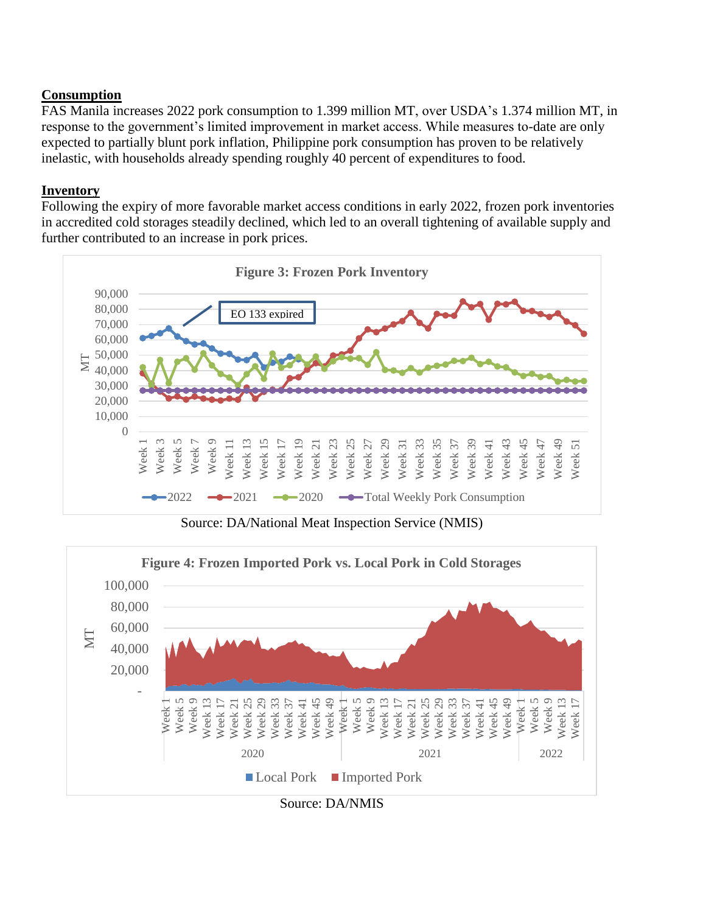**Consumption**

FAS Manila increases 2022 pork consumption to 1.399 million MT, over USDA's 1.374 million MT, in response to the government's limited improvement in market access. While measures to-date are only expected to partially blunt pork inflation, Philippine pork consumption has proven to be relatively inelastic, with households already spending roughly 40 percent of expenditures to food.

**Inventory**

Following the expiry of more favorable market access conditions in early 2022, frozen pork inventories in accredited cold storages steadily declined, which led to an overall tightening of available supply and further contributed to an increase in pork prices.

**Figure 3: Frozen Pork Inventory**

Source: DA/National Meat Inspection Service (NMIS)

**Figure 4: Frozen Imported Pork vs. Local Pork in Cold Storages**

Source: DA/NMIS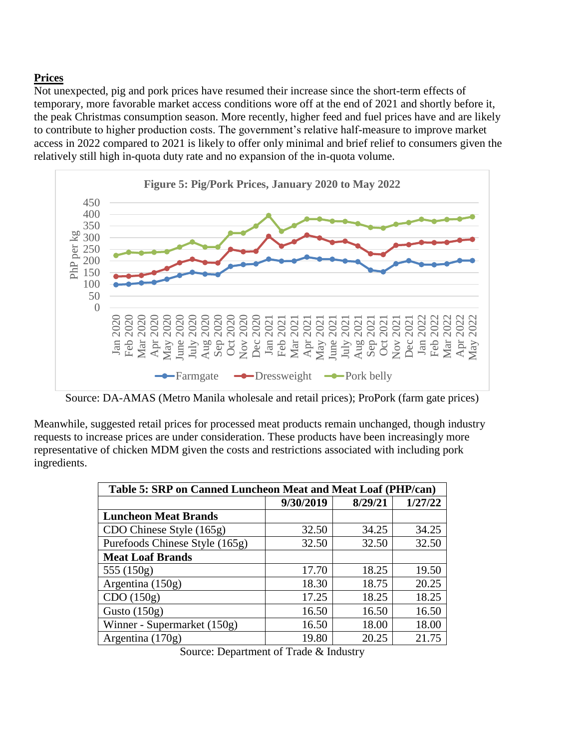**Prices**

Not unexpected, pig and pork prices have resumed their increase since the short-term effects of temporary, more favorable market access conditions wore off at the end of 2021 and shortly before it, the peak Christmas consumption season. More recently, higher feed and fuel prices have and are likely to contribute to higher production costs. The government's relative half-measure to improve market access in 2022 compared to 2021 is likely to offer only minimal and brief relief to consumers given the relatively still high in-quota duty rate and no expansion of the in-quota volume.

**Figure 5: Pig/Pork Prices, January 2020 to May 2022**

Source: DA-AMAS (Metro Manila wholesale and retail prices); ProPork (farm gate prices)

Meanwhile, suggested retail prices for processed meat products remain unchanged, though industry requests to increase prices are under consideration. These products have been increasingly more representative of chicken MDM given the costs and restrictions associated with including pork ingredients.

| Table 5: SRP on Canned Luncheon Meat and Meat Loaf (PHP/can) | | | |
|---|---|---|---|
| | 9/30/2019 | 8/29/21 | 1/27/22 |
| **Luncheon Meat Brands** | | | |
| CDO Chinese Style (165g) | 32.50 | 34.25 | 34.25 |
| Purefoods Chinese Style (165g) | 32.50 | 32.50 | 32.50 |
| **Meat Loaf Brands** | | | |
| 555 (150g) | 17.70 | 18.25 | 19.50 |
| Argentina (150g) | 18.30 | 18.75 | 20.25 |
| CDO (150g) | 17.25 | 18.25 | 18.25 |
| Gusto (150g) | 16.50 | 16.50 | 16.50 |
| Winner - Supermarket (150g) | 16.50 | 18.00 | 18.00 |
| Argentina (170g) | 19.80 | 20.25 | 21.75 |

Source: Department of Trade & Industry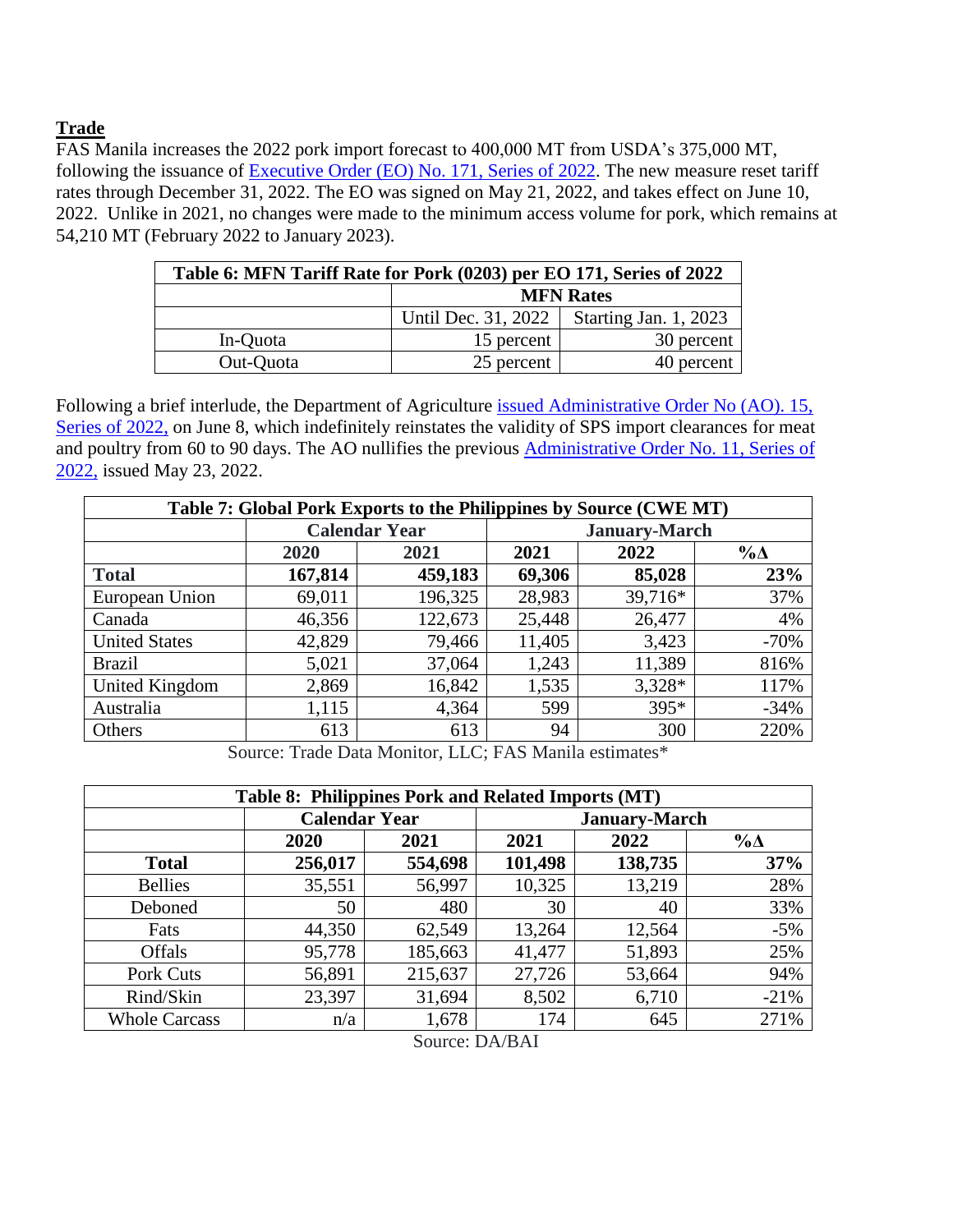## Trade

FAS Manila increases the 2022 pork import forecast to 400,000 MT from USDA's 375,000 MT, following the issuance of Executive Order (EO) No. 171, Series of 2022. The new measure reset tariff rates through December 31, 2022. The EO was signed on May 21, 2022, and takes effect on June 10, 2022. Unlike in 2021, no changes were made to the minimum access volume for pork, which remains at 54,210 MT (February 2022 to January 2023).

| Table 6: MFN Tariff Rate for Pork (0203) per EO 171, Series of 2022 | | |
|---|---|---|
| | MFN Rates | |
| | Until Dec. 31, 2022 | Starting Jan. 1, 2023 |
| In-Quota | 15 percent | 30 percent |
| Out-Quota | 25 percent | 40 percent |

Following a brief interlude, the Department of Agriculture issued Administrative Order No (AO). 15, Series of 2022, on June 8, which indefinitely reinstates the validity of SPS import clearances for meat and poultry from 60 to 90 days. The AO nullifies the previous Administrative Order No. 11, Series of 2022, issued May 23, 2022.

| Table 7: Global Pork Exports to the Philippines by Source (CWE MT) | | | | | |
|---|---|---|---|---|---|
| | Calendar Year | | January-March | | |
| | 2020 | 2021 | 2021 | 2022 | %Δ |
| **Total** | **167,814** | **459,183** | **69,306** | **85,028** | **23%** |
| European Union | 69,011 | 196,325 | 28,983 | 39,716* | 37% |
| Canada | 46,356 | 122,673 | 25,448 | 26,477 | 4% |
| United States | 42,829 | 79,466 | 11,405 | 3,423 | -70% |
| Brazil | 5,021 | 37,064 | 1,243 | 11,389 | 816% |
| United Kingdom | 2,869 | 16,842 | 1,535 | 3,328* | 117% |
| Australia | 1,115 | 4,364 | 599 | 395* | -34% |
| Others | 613 | 613 | 94 | 300 | 220% |

Source: Trade Data Monitor, LLC; FAS Manila estimates*

| Table 8: Philippines Pork and Related Imports (MT) | | | | | |
|---|---|---|---|---|---|
| | Calendar Year | | January-March | | |
| | 2020 | 2021 | 2021 | 2022 | %Δ |
| **Total** | **256,017** | **554,698** | **101,498** | **138,735** | **37%** |
| Bellies | 35,551 | 56,997 | 10,325 | 13,219 | 28% |
| Deboned | 50 | 480 | 30 | 40 | 33% |
| Fats | 44,350 | 62,549 | 13,264 | 12,564 | -5% |
| Offals | 95,778 | 185,663 | 41,477 | 51,893 | 25% |
| Pork Cuts | 56,891 | 215,637 | 27,726 | 53,664 | 94% |
| Rind/Skin | 23,397 | 31,694 | 8,502 | 6,710 | -21% |
| Whole Carcass | n/a | 1,678 | 174 | 645 | 271% |

Source: DA/BAI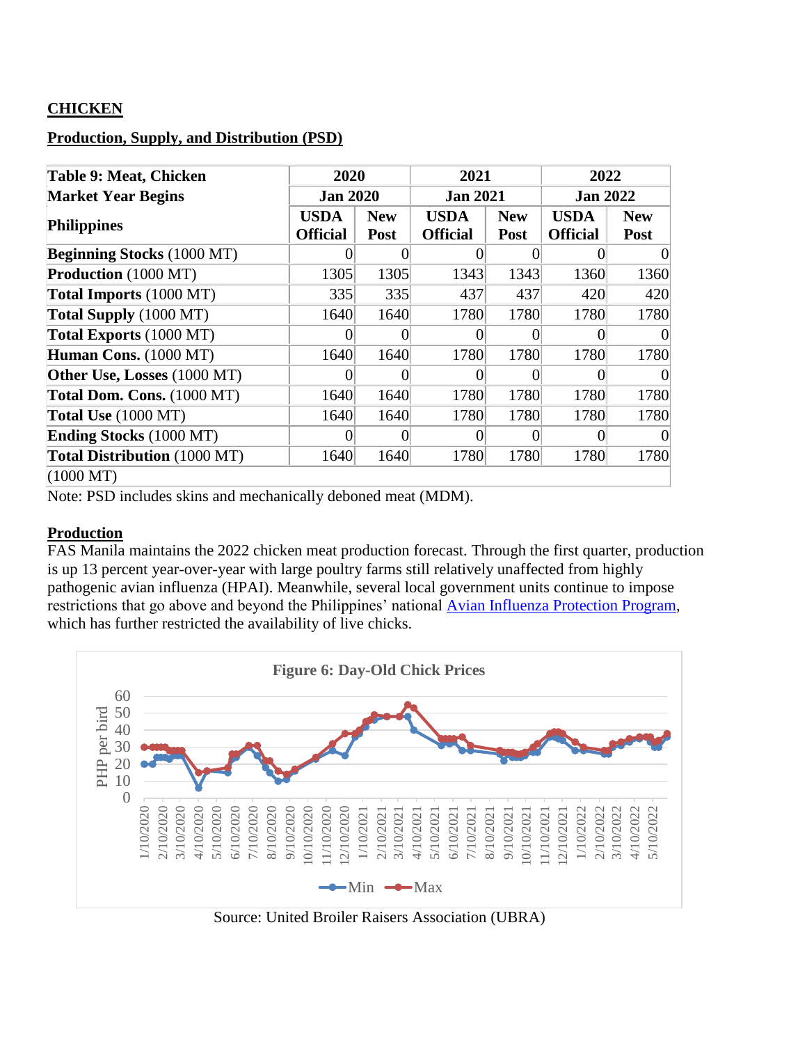## CHICKEN

### Production, Supply, and Distribution (PSD)

| Table 9: Meat, Chicken | 2020 | | 2021 | | 2022 | |
|---|---|---|---|---|---|---|
| Market Year Begins | Jan 2020 | | Jan 2021 | | Jan 2022 | |
| Philippines | USDA Official | New Post | USDA Official | New Post | USDA Official | New Post |
| **Beginning Stocks** (1000 MT) | 0 | 0 | 0 | 0 | 0 | 0 |
| **Production** (1000 MT) | 1305 | 1305 | 1343 | 1343 | 1360 | 1360 |
| **Total Imports** (1000 MT) | 335 | 335 | 437 | 437 | 420 | 420 |
| **Total Supply** (1000 MT) | 1640 | 1640 | 1780 | 1780 | 1780 | 1780 |
| **Total Exports** (1000 MT) | 0 | 0 | 0 | 0 | 0 | 0 |
| **Human Cons.** (1000 MT) | 1640 | 1640 | 1780 | 1780 | 1780 | 1780 |
| **Other Use, Losses** (1000 MT) | 0 | 0 | 0 | 0 | 0 | 0 |
| **Total Dom. Cons.** (1000 MT) | 1640 | 1640 | 1780 | 1780 | 1780 | 1780 |
| **Total Use** (1000 MT) | 1640 | 1640 | 1780 | 1780 | 1780 | 1780 |
| **Ending Stocks** (1000 MT) | 0 | 0 | 0 | 0 | 0 | 0 |
| **Total Distribution** (1000 MT) | 1640 | 1640 | 1780 | 1780 | 1780 | 1780 |
| (1000 MT) | | | | | | |

Note: PSD includes skins and mechanically deboned meat (MDM).

### Production

FAS Manila maintains the 2022 chicken meat production forecast. Through the first quarter, production is up 13 percent year-over-year with large poultry farms still relatively unaffected from highly pathogenic avian influenza (HPAI). Meanwhile, several local government units continue to impose restrictions that go above and beyond the Philippines' national Avian Influenza Protection Program, which has further restricted the availability of live chicks.

Figure 6: Day-Old Chick Prices

Source: United Broiler Raisers Association (UBRA)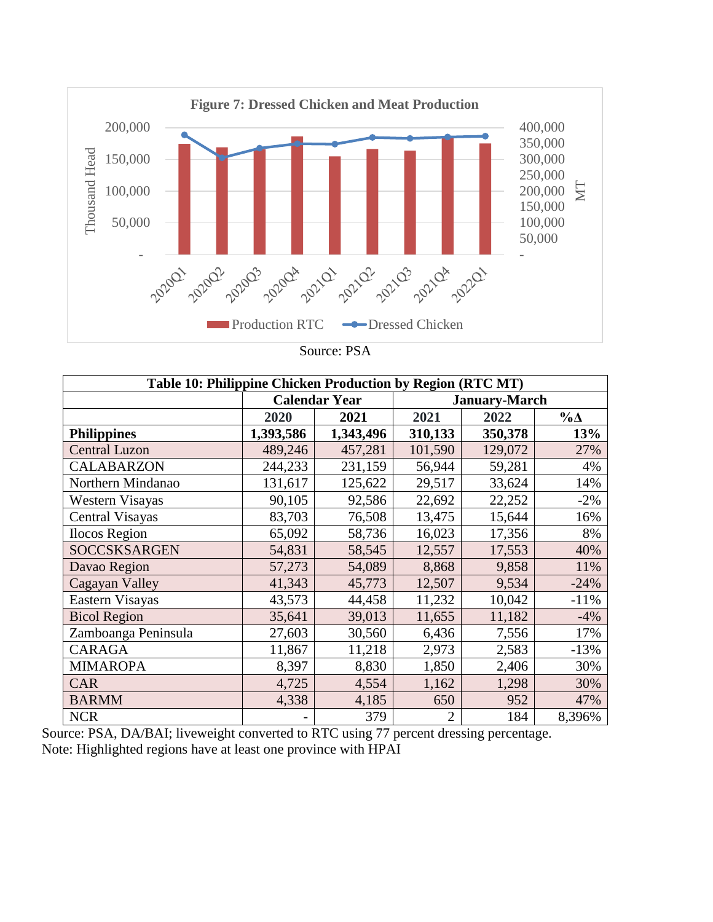**Figure 7: Dressed Chicken and Meat Production**

Source: PSA

**Table 10: Philippine Chicken Production by Region (RTC MT)**

| | Calendar Year | | January-March | | |
|---|---|---|---|---|---|
| | **2020** | **2021** | **2021** | **2022** | **%Δ** |
| **Philippines** | **1,393,586** | **1,343,496** | **310,133** | **350,378** | **13%** |
| Central Luzon | 489,246 | 457,281 | 101,590 | 129,072 | 27% |
| CALABARZON | 244,233 | 231,159 | 56,944 | 59,281 | 4% |
| Northern Mindanao | 131,617 | 125,622 | 29,517 | 33,624 | 14% |
| Western Visayas | 90,105 | 92,586 | 22,692 | 22,252 | -2% |
| Central Visayas | 83,703 | 76,508 | 13,475 | 15,644 | 16% |
| Ilocos Region | 65,092 | 58,736 | 16,023 | 17,356 | 8% |
| SOCCSKSARGEN | 54,831 | 58,545 | 12,557 | 17,553 | 40% |
| Davao Region | 57,273 | 54,089 | 8,868 | 9,858 | 11% |
| Cagayan Valley | 41,343 | 45,773 | 12,507 | 9,534 | -24% |
| Eastern Visayas | 43,573 | 44,458 | 11,232 | 10,042 | -11% |
| Bicol Region | 35,641 | 39,013 | 11,655 | 11,182 | -4% |
| Zamboanga Peninsula | 27,603 | 30,560 | 6,436 | 7,556 | 17% |
| CARAGA | 11,867 | 11,218 | 2,973 | 2,583 | -13% |
| MIMAROPA | 8,397 | 8,830 | 1,850 | 2,406 | 30% |
| CAR | 4,725 | 4,554 | 1,162 | 1,298 | 30% |
| BARMM | 4,338 | 4,185 | 650 | 952 | 47% |
| NCR | - | 379 | 2 | 184 | 8,396% |

Source: PSA, DA/BAI; liveweight converted to RTC using 77 percent dressing percentage.
Note: Highlighted regions have at least one province with HPAI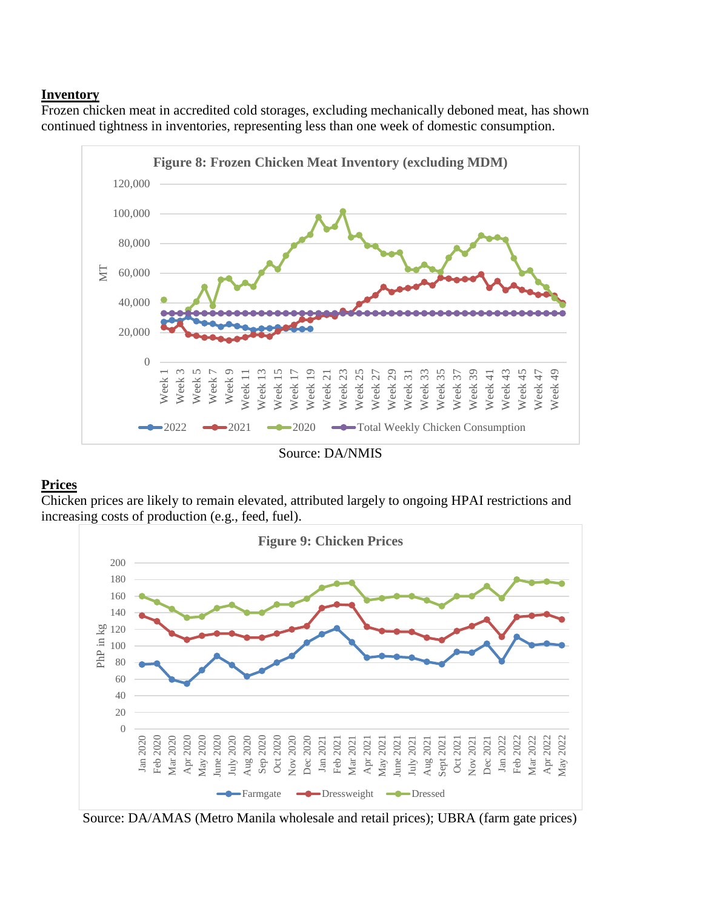**Inventory**

Frozen chicken meat in accredited cold storages, excluding mechanically deboned meat, has shown continued tightness in inventories, representing less than one week of domestic consumption.

Source: DA/NMIS

**Prices**

Chicken prices are likely to remain elevated, attributed largely to ongoing HPAI restrictions and increasing costs of production (e.g., feed, fuel).

Source: DA/AMAS (Metro Manila wholesale and retail prices); UBRA (farm gate prices)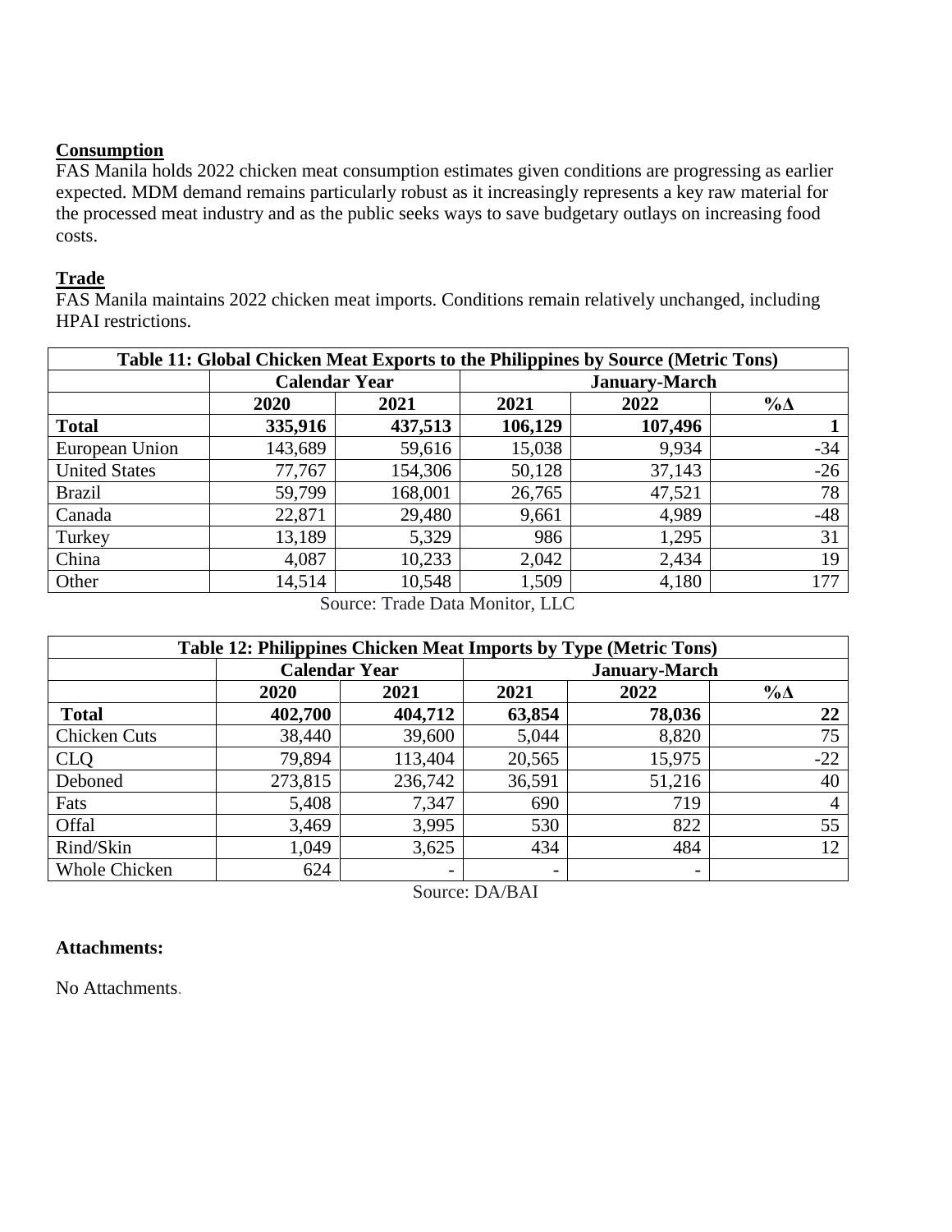**Consumption**

FAS Manila holds 2022 chicken meat consumption estimates given conditions are progressing as earlier expected. MDM demand remains particularly robust as it increasingly represents a key raw material for the processed meat industry and as the public seeks ways to save budgetary outlays on increasing food costs.

**Trade**

FAS Manila maintains 2022 chicken meat imports. Conditions remain relatively unchanged, including HPAI restrictions.

| Table 11: Global Chicken Meat Exports to the Philippines by Source (Metric Tons) | | | | | |
|---|---|---|---|---|---|
| | **Calendar Year** | | **January-March** | | |
| | **2020** | **2021** | **2021** | **2022** | **%Δ** |
| **Total** | **335,916** | **437,513** | **106,129** | **107,496** | **1** |
| European Union | 143,689 | 59,616 | 15,038 | 9,934 | -34 |
| United States | 77,767 | 154,306 | 50,128 | 37,143 | -26 |
| Brazil | 59,799 | 168,001 | 26,765 | 47,521 | 78 |
| Canada | 22,871 | 29,480 | 9,661 | 4,989 | -48 |
| Turkey | 13,189 | 5,329 | 986 | 1,295 | 31 |
| China | 4,087 | 10,233 | 2,042 | 2,434 | 19 |
| Other | 14,514 | 10,548 | 1,509 | 4,180 | 177 |

Source: Trade Data Monitor, LLC

| Table 12: Philippines Chicken Meat Imports by Type (Metric Tons) | | | | | |
|---|---|---|---|---|---|
| | **Calendar Year** | | **January-March** | | |
| | **2020** | **2021** | **2021** | **2022** | **%Δ** |
| **Total** | **402,700** | **404,712** | **63,854** | **78,036** | **22** |
| Chicken Cuts | 38,440 | 39,600 | 5,044 | 8,820 | 75 |
| CLQ | 79,894 | 113,404 | 20,565 | 15,975 | -22 |
| Deboned | 273,815 | 236,742 | 36,591 | 51,216 | 40 |
| Fats | 5,408 | 7,347 | 690 | 719 | 4 |
| Offal | 3,469 | 3,995 | 530 | 822 | 55 |
| Rind/Skin | 1,049 | 3,625 | 434 | 484 | 12 |
| Whole Chicken | 624 | - | - | - | |

Source: DA/BAI

**Attachments:**

No Attachments.